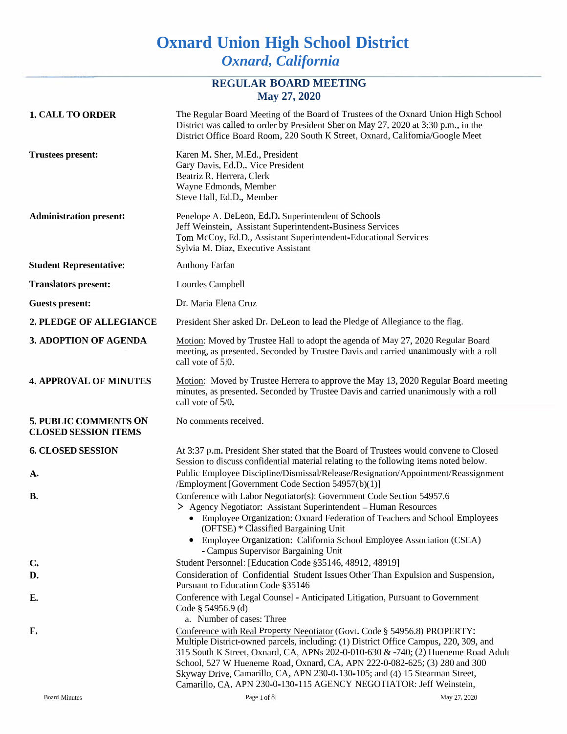# Oxnard Union High School District

## *Oxnard, California*

### REGULAR BOARD MEETING
### May 27, 2020

**1. CALL TO ORDER**

The Regular Board Meeting of the Board of Trustees of the Oxnard Union High School District was called to order by President Sher on May 27, 2020 at 3:30 p.m., in the District Office Board Room, 220 South K Street, Oxnard, Califomia/Google Meet

**Trustees present:**

Karen M. Sher, M.Ed., President
Gary Davis, Ed.D., Vice President
Beatriz R. Herrera, Clerk
Wayne Edmonds, Member
Steve Hall, Ed.D., Member

**Administration present:**

Penelope A. DeLeon, Ed.D. Superintendent of Schools
Jeff Weinstein, Assistant Superintendent-Business Services
Tom McCoy, Ed.D., Assistant Superintendent-Educational Services
Sylvia M. Diaz, Executive Assistant

**Student Representative:** Anthony Farfan

**Translators present:** Lourdes Campbell

**Guests present:** Dr. Maria Elena Cruz

**2. PLEDGE OF ALLEGIANCE**

President Sher asked Dr. DeLeon to lead the Pledge of Allegiance to the flag.

**3. ADOPTION OF AGENDA**

Motion: Moved by Trustee Hall to adopt the agenda of May 27, 2020 Regular Board meeting, as presented. Seconded by Trustee Davis and carried unanimously with a roll call vote of 5/0.

**4. APPROVAL OF MINUTES**

Motion: Moved by Trustee Herrera to approve the May 13, 2020 Regular Board meeting minutes, as presented. Seconded by Trustee Davis and carried unanimously with a roll call vote of 5/0.

**5. PUBLIC COMMENTS ON CLOSED SESSION ITEMS**

No comments received.

**6. CLOSED SESSION**

At 3:37 p.m. President Sher stated that the Board of Trustees would convene to Closed Session to discuss confidential material relating to the following items noted below.

**A.** Public Employee Discipline/Dismissal/Release/Resignation/Appointment/Reassignment /Employment [Government Code Section 54957(b)(1)]

**B.** Conference with Labor Negotiator(s): Government Code Section 54957.6

> Agency Negotiator: Assistant Superintendent – Human Resources
  - Employee Organization: Oxnard Federation of Teachers and School Employees (OFTSE) * Classified Bargaining Unit
  - Employee Organization: California School Employee Association (CSEA) - Campus Supervisor Bargaining Unit

**C.** Student Personnel: [Education Code §35146, 48912, 48919]

**D.** Consideration of Confidential Student Issues Other Than Expulsion and Suspension, Pursuant to Education Code §35146

**E.** Conference with Legal Counsel - Anticipated Litigation, Pursuant to Government Code § 54956.9 (d)

a. Number of cases: Three

**F.** Conference with Real Property Neeotiator (Govt. Code § 54956.8) PROPERTY: Multiple District-owned parcels, including: (1) District Office Campus, 220, 309, and 315 South K Street, Oxnard, CA, APNs 202-0-010-630 & -740; (2) Hueneme Road Adult School, 527 W Hueneme Road, Oxnard, CA, APN 222-0-082-625; (3) 280 and 300 Skyway Drive, Camarillo, CA, APN 230-0-130-105; and (4) 15 Stearman Street, Camarillo, CA, APN 230-0-130-115 AGENCY NEGOTIATOR: Jeff Weinstein,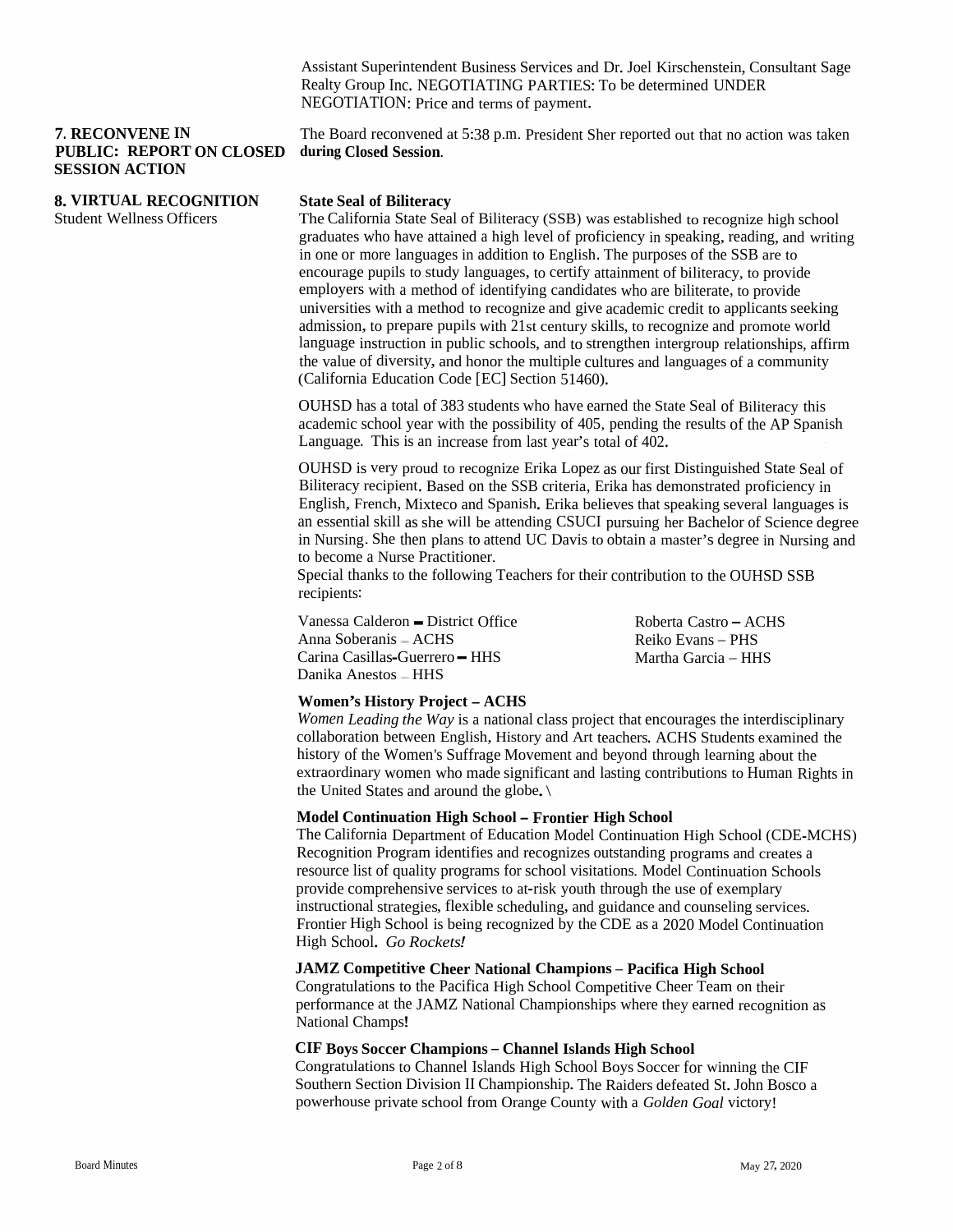Assistant Superintendent Business Services and Dr. Joel Kirschenstein, Consultant Sage Realty Group Inc. NEGOTIATING PARTIES: To be determined UNDER NEGOTIATION: Price and terms of payment.

**7. RECONVENE IN PUBLIC: REPORT ON CLOSED SESSION ACTION**

The Board reconvened at 5:38 p.m. President Sher reported out that no action was taken **during Closed Session**.

**8. VIRTUAL RECOGNITION**
Student Wellness Officers

**State Seal of Biliteracy**

The California State Seal of Biliteracy (SSB) was established to recognize high school graduates who have attained a high level of proficiency in speaking, reading, and writing in one or more languages in addition to English. The purposes of the SSB are to encourage pupils to study languages, to certify attainment of biliteracy, to provide employers with a method of identifying candidates who are biliterate, to provide universities with a method to recognize and give academic credit to applicants seeking admission, to prepare pupils with 21st century skills, to recognize and promote world language instruction in public schools, and to strengthen intergroup relationships, affirm the value of diversity, and honor the multiple cultures and languages of a community (California Education Code [EC] Section 51460).

OUHSD has a total of 383 students who have earned the State Seal of Biliteracy this academic school year with the possibility of 405, pending the results of the AP Spanish Language. This is an increase from last year's total of 402.

OUHSD is very proud to recognize Erika Lopez as our first Distinguished State Seal of Biliteracy recipient. Based on the SSB criteria, Erika has demonstrated proficiency in English, French, Mixteco and Spanish. Erika believes that speaking several languages is an essential skill as she will be attending CSUCI pursuing her Bachelor of Science degree in Nursing. She then plans to attend UC Davis to obtain a master's degree in Nursing and to become a Nurse Practitioner.

Special thanks to the following Teachers for their contribution to the OUHSD SSB recipients:

Vanessa Calderon – District Office
Anna Soberanis – ACHS
Carina Casillas-Guerrero – HHS
Danika Anestos – HHS
Roberta Castro – ACHS
Reiko Evans – PHS
Martha Garcia – HHS

**Women's History Project – ACHS**

*Women Leading the Way* is a national class project that encourages the interdisciplinary collaboration between English, History and Art teachers. ACHS Students examined the history of the Women's Suffrage Movement and beyond through learning about the extraordinary women who made significant and lasting contributions to Human Rights in the United States and around the globe. \

**Model Continuation High School – Frontier High School**

The California Department of Education Model Continuation High School (CDE-MCHS) Recognition Program identifies and recognizes outstanding programs and creates a resource list of quality programs for school visitations. Model Continuation Schools provide comprehensive services to at-risk youth through the use of exemplary instructional strategies, flexible scheduling, and guidance and counseling services. Frontier High School is being recognized by the CDE as a 2020 Model Continuation High School. *Go Rockets!*

**JAMZ Competitive Cheer National Champions – Pacifica High School**

Congratulations to the Pacifica High School Competitive Cheer Team on their performance at the JAMZ National Championships where they earned recognition as National Champs!

**CIF Boys Soccer Champions – Channel Islands High School**

Congratulations to Channel Islands High School Boys Soccer for winning the CIF Southern Section Division II Championship. The Raiders defeated St. John Bosco a powerhouse private school from Orange County with a *Golden Goal* victory!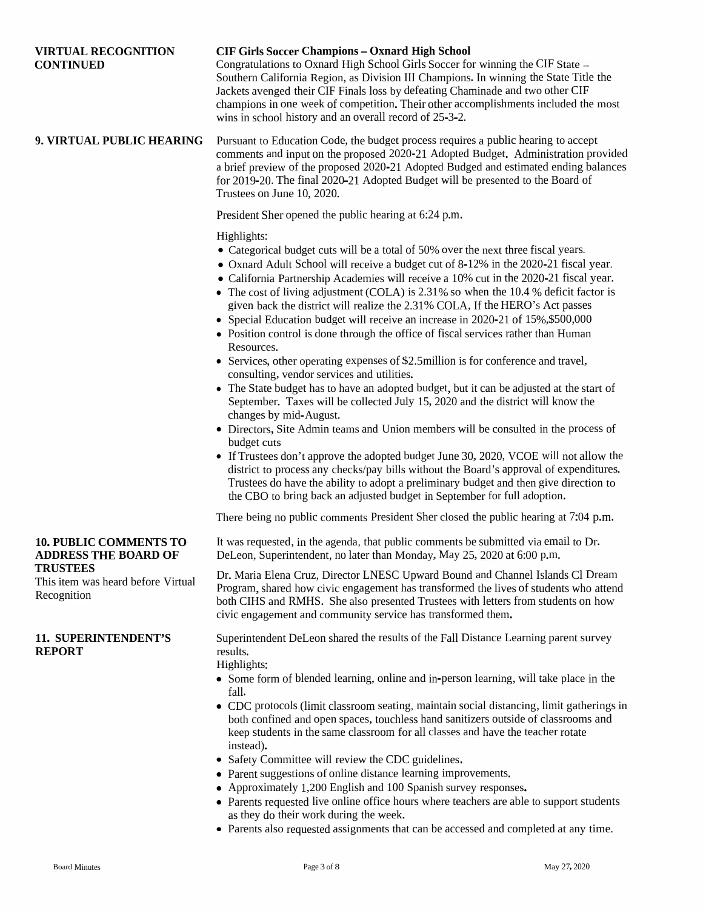**VIRTUAL RECOGNITION CONTINUED**

**CIF Girls Soccer Champions – Oxnard High School**

Congratulations to Oxnard High School Girls Soccer for winning the CIF State – Southern California Region, as Division III Champions. In winning the State Title the Jackets avenged their CIF Finals loss by defeating Chaminade and two other CIF champions in one week of competition. Their other accomplishments included the most wins in school history and an overall record of 25-3-2.

**9. VIRTUAL PUBLIC HEARING**

Pursuant to Education Code, the budget process requires a public hearing to accept comments and input on the proposed 2020-21 Adopted Budget. Administration provided a brief preview of the proposed 2020-21 Adopted Budged and estimated ending balances for 2019-20. The final 2020-21 Adopted Budget will be presented to the Board of Trustees on June 10, 2020.

President Sher opened the public hearing at 6:24 p.m.

Highlights:

- Categorical budget cuts will be a total of 50% over the next three fiscal years.
- Oxnard Adult School will receive a budget cut of 8-12% in the 2020-21 fiscal year.
- California Partnership Academies will receive a 10% cut in the 2020-21 fiscal year.
- The cost of living adjustment (COLA) is 2.31% so when the 10.4 % deficit factor is given back the district will realize the 2.31% COLA, If the HERO's Act passes
- Special Education budget will receive an increase in 2020-21 of 15%,$500,000
- Position control is done through the office of fiscal services rather than Human Resources.
- Services, other operating expenses of $2.5million is for conference and travel, consulting, vendor services and utilities.
- The State budget has to have an adopted budget, but it can be adjusted at the start of September. Taxes will be collected July 15, 2020 and the district will know the changes by mid-August.
- Directors, Site Admin teams and Union members will be consulted in the process of budget cuts
- If Trustees don't approve the adopted budget June 30, 2020, VCOE will not allow the district to process any checks/pay bills without the Board's approval of expenditures. Trustees do have the ability to adopt a preliminary budget and then give direction to the CBO to bring back an adjusted budget in September for full adoption.

There being no public comments President Sher closed the public hearing at 7:04 p.m.

**10. PUBLIC COMMENTS TO ADDRESS THE BOARD OF TRUSTEES**

This item was heard before Virtual Recognition

It was requested, in the agenda, that public comments be submitted via email to Dr. DeLeon, Superintendent, no later than Monday, May 25, 2020 at 6:00 p.m.

Dr. Maria Elena Cruz, Director LNESC Upward Bound and Channel Islands Cl Dream Program, shared how civic engagement has transformed the lives of students who attend both CIHS and RMHS. She also presented Trustees with letters from students on how civic engagement and community service has transformed them.

**11. SUPERINTENDENT'S REPORT**

Superintendent DeLeon shared the results of the Fall Distance Learning parent survey results.

Highlights:

- Some form of blended learning, online and in-person learning, will take place in the fall.
- CDC protocols (limit classroom seating, maintain social distancing, limit gatherings in both confined and open spaces, touchless hand sanitizers outside of classrooms and keep students in the same classroom for all classes and have the teacher rotate instead).
- Safety Committee will review the CDC guidelines.
- Parent suggestions of online distance learning improvements.
- Approximately 1,200 English and 100 Spanish survey responses.
- Parents requested live online office hours where teachers are able to support students as they do their work during the week.
- Parents also requested assignments that can be accessed and completed at any time.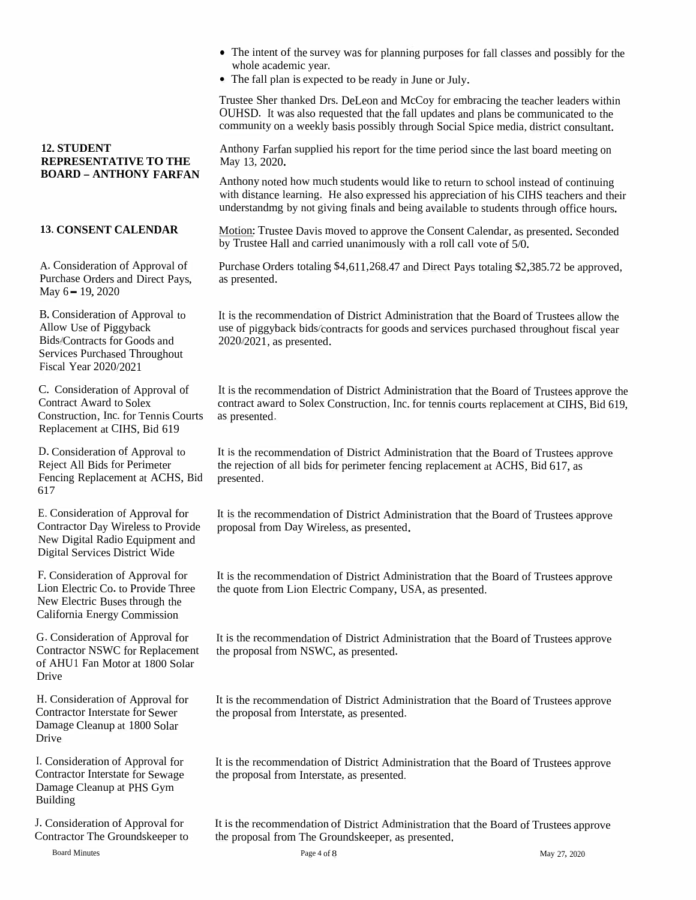- The intent of the survey was for planning purposes for fall classes and possibly for the whole academic year.
- The fall plan is expected to be ready in June or July.

Trustee Sher thanked Drs. DeLeon and McCoy for embracing the teacher leaders within OUHSD. It was also requested that the fall updates and plans be communicated to the community on a weekly basis possibly through Social Spice media, district consultant.

**12. STUDENT REPRESENTATIVE TO THE BOARD – ANTHONY FARFAN**

Anthony Farfan supplied his report for the time period since the last board meeting on May 13, 2020.

Anthony noted how much students would like to return to school instead of continuing with distance learning. He also expressed his appreciation of his CIHS teachers and their understandmg by not giving finals and being available to students through office hours.

**13. CONSENT CALENDAR**

Motion: Trustee Davis moved to approve the Consent Calendar, as presented. Seconded by Trustee Hall and carried unanimously with a roll call vote of 5/0.

A. Consideration of Approval of Purchase Orders and Direct Pays, May 6 – 19, 2020

Purchase Orders totaling $4,611,268.47 and Direct Pays totaling $2,385.72 be approved, as presented.

B. Consideration of Approval to Allow Use of Piggyback Bids/Contracts for Goods and Services Purchased Throughout Fiscal Year 2020/2021

It is the recommendation of District Administration that the Board of Trustees allow the use of piggyback bids/contracts for goods and services purchased throughout fiscal year 2020/2021, as presented.

C. Consideration of Approval of Contract Award to Solex Construction, Inc. for Tennis Courts Replacement at CIHS, Bid 619

It is the recommendation of District Administration that the Board of Trustees approve the contract award to Solex Construction, Inc. for tennis courts replacement at CIHS, Bid 619, as presented.

D. Consideration of Approval to Reject All Bids for Perimeter Fencing Replacement at ACHS, Bid 617

It is the recommendation of District Administration that the Board of Trustees approve the rejection of all bids for perimeter fencing replacement at ACHS, Bid 617, as presented.

E. Consideration of Approval for Contractor Day Wireless to Provide New Digital Radio Equipment and Digital Services District Wide

It is the recommendation of District Administration that the Board of Trustees approve proposal from Day Wireless, as presented.

F. Consideration of Approval for Lion Electric Co. to Provide Three New Electric Buses through the California Energy Commission

It is the recommendation of District Administration that the Board of Trustees approve the quote from Lion Electric Company, USA, as presented.

G. Consideration of Approval for Contractor NSWC for Replacement of AHU1 Fan Motor at 1800 Solar Drive

It is the recommendation of District Administration that the Board of Trustees approve the proposal from NSWC, as presented.

H. Consideration of Approval for Contractor Interstate for Sewer Damage Cleanup at 1800 Solar Drive

It is the recommendation of District Administration that the Board of Trustees approve the proposal from Interstate, as presented.

I. Consideration of Approval for Contractor Interstate for Sewage Damage Cleanup at PHS Gym Building

It is the recommendation of District Administration that the Board of Trustees approve the proposal from Interstate, as presented.

J. Consideration of Approval for Contractor The Groundskeeper to

It is the recommendation of District Administration that the Board of Trustees approve the proposal from The Groundskeeper, as presented.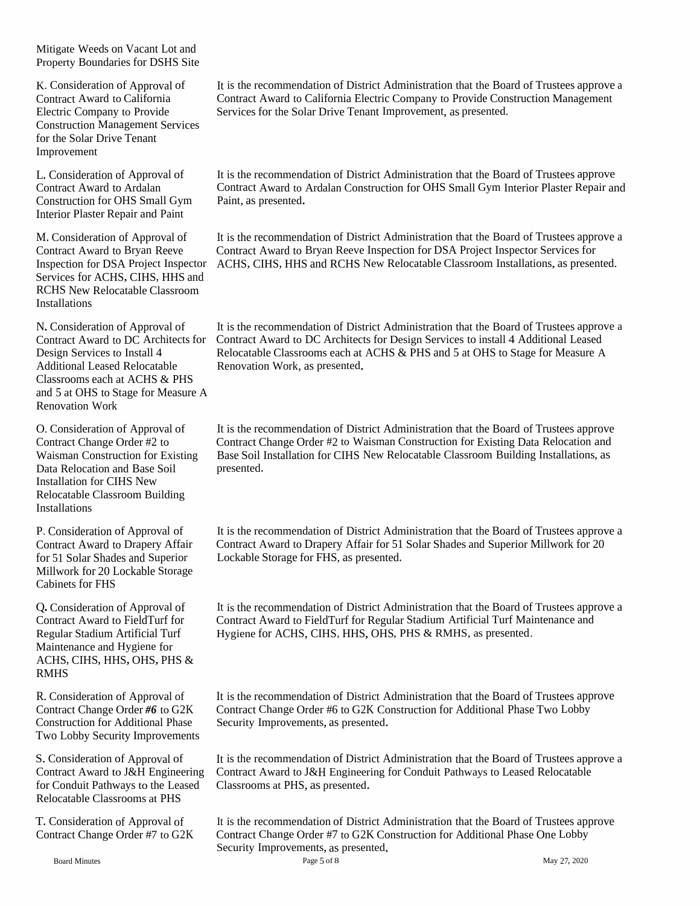Mitigate Weeds on Vacant Lot and Property Boundaries for DSHS Site

| | |
|---|---|
| K. Consideration of Approval of Contract Award to California Electric Company to Provide Construction Management Services for the Solar Drive Tenant Improvement | It is the recommendation of District Administration that the Board of Trustees approve a Contract Award to California Electric Company to Provide Construction Management Services for the Solar Drive Tenant Improvement, as presented. |
| L. Consideration of Approval of Contract Award to Ardalan Construction for OHS Small Gym Interior Plaster Repair and Paint | It is the recommendation of District Administration that the Board of Trustees approve Contract Award to Ardalan Construction for OHS Small Gym Interior Plaster Repair and Paint, as presented. |
| M. Consideration of Approval of Contract Award to Bryan Reeve Inspection for DSA Project Inspector Services for ACHS, CIHS, HHS and RCHS New Relocatable Classroom Installations | It is the recommendation of District Administration that the Board of Trustees approve a Contract Award to Bryan Reeve Inspection for DSA Project Inspector Services for ACHS, CIHS, HHS and RCHS New Relocatable Classroom Installations, as presented. |
| N. Consideration of Approval of Contract Award to DC Architects for Design Services to Install 4 Additional Leased Relocatable Classrooms each at ACHS & PHS and 5 at OHS to Stage for Measure A Renovation Work | It is the recommendation of District Administration that the Board of Trustees approve a Contract Award to DC Architects for Design Services to install 4 Additional Leased Relocatable Classrooms each at ACHS & PHS and 5 at OHS to Stage for Measure A Renovation Work, as presented. |
| O. Consideration of Approval of Contract Change Order #2 to Waisman Construction for Existing Data Relocation and Base Soil Installation for CIHS New Relocatable Classroom Building Installations | It is the recommendation of District Administration that the Board of Trustees approve Contract Change Order #2 to Waisman Construction for Existing Data Relocation and Base Soil Installation for CIHS New Relocatable Classroom Building Installations, as presented. |
| P. Consideration of Approval of Contract Award to Drapery Affair for 51 Solar Shades and Superior Millwork for 20 Lockable Storage Cabinets for FHS | It is the recommendation of District Administration that the Board of Trustees approve a Contract Award to Drapery Affair for 51 Solar Shades and Superior Millwork for 20 Lockable Storage for FHS, as presented. |
| Q. Consideration of Approval of Contract Award to FieldTurf for Regular Stadium Artificial Turf Maintenance and Hygiene for ACHS, CIHS, HHS, OHS, PHS & RMHS | It is the recommendation of District Administration that the Board of Trustees approve a Contract Award to FieldTurf for Regular Stadium Artificial Turf Maintenance and Hygiene for ACHS, CIHS, HHS, OHS, PHS & RMHS, as presented. |
| R. Consideration of Approval of Contract Change Order ***#6*** to G2K Construction for Additional Phase Two Lobby Security Improvements | It is the recommendation of District Administration that the Board of Trustees approve Contract Change Order #6 to G2K Construction for Additional Phase Two Lobby Security Improvements, as presented. |
| S. Consideration of Approval of Contract Award to J&H Engineering for Conduit Pathways to the Leased Relocatable Classrooms at PHS | It is the recommendation of District Administration that the Board of Trustees approve a Contract Award to J&H Engineering for Conduit Pathways to Leased Relocatable Classrooms at PHS, as presented. |
| T. Consideration of Approval of Contract Change Order #7 to G2K | It is the recommendation of District Administration that the Board of Trustees approve Contract Change Order #7 to G2K Construction for Additional Phase One Lobby Security Improvements, as presented. |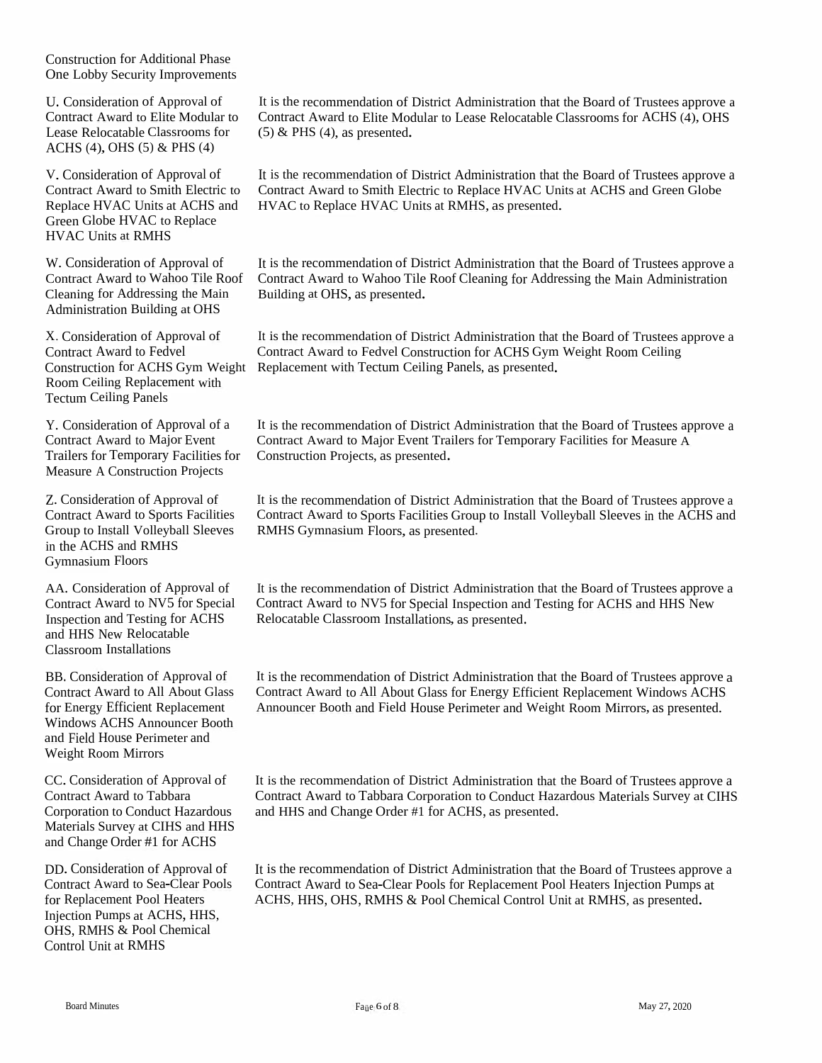Construction for Additional Phase One Lobby Security Improvements

| | |
|---|---|
| U. Consideration of Approval of Contract Award to Elite Modular to Lease Relocatable Classrooms for ACHS (4), OHS (5) & PHS (4) | It is the recommendation of District Administration that the Board of Trustees approve a Contract Award to Elite Modular to Lease Relocatable Classrooms for ACHS (4), OHS (5) & PHS (4), as presented. |
| V. Consideration of Approval of Contract Award to Smith Electric to Replace HVAC Units at ACHS and Green Globe HVAC to Replace HVAC Units at RMHS | It is the recommendation of District Administration that the Board of Trustees approve a Contract Award to Smith Electric to Replace HVAC Units at ACHS and Green Globe HVAC to Replace HVAC Units at RMHS, as presented. |
| W. Consideration of Approval of Contract Award to Wahoo Tile Roof Cleaning for Addressing the Main Administration Building at OHS | It is the recommendation of District Administration that the Board of Trustees approve a Contract Award to Wahoo Tile Roof Cleaning for Addressing the Main Administration Building at OHS, as presented. |
| X. Consideration of Approval of Contract Award to Fedvel Construction for ACHS Gym Weight Room Ceiling Replacement with Tectum Ceiling Panels | It is the recommendation of District Administration that the Board of Trustees approve a Contract Award to Fedvel Construction for ACHS Gym Weight Room Ceiling Replacement with Tectum Ceiling Panels, as presented. |
| Y. Consideration of Approval of a Contract Award to Major Event Trailers for Temporary Facilities for Measure A Construction Projects | It is the recommendation of District Administration that the Board of Trustees approve a Contract Award to Major Event Trailers for Temporary Facilities for Measure A Construction Projects, as presented. |
| Z. Consideration of Approval of Contract Award to Sports Facilities Group to Install Volleyball Sleeves in the ACHS and RMHS Gymnasium Floors | It is the recommendation of District Administration that the Board of Trustees approve a Contract Award to Sports Facilities Group to Install Volleyball Sleeves in the ACHS and RMHS Gymnasium Floors, as presented. |
| AA. Consideration of Approval of Contract Award to NV5 for Special Inspection and Testing for ACHS and HHS New Relocatable Classroom Installations | It is the recommendation of District Administration that the Board of Trustees approve a Contract Award to NV5 for Special Inspection and Testing for ACHS and HHS New Relocatable Classroom Installations, as presented. |
| BB. Consideration of Approval of Contract Award to All About Glass for Energy Efficient Replacement Windows ACHS Announcer Booth and Field House Perimeter and Weight Room Mirrors | It is the recommendation of District Administration that the Board of Trustees approve a Contract Award to All About Glass for Energy Efficient Replacement Windows ACHS Announcer Booth and Field House Perimeter and Weight Room Mirrors, as presented. |
| CC. Consideration of Approval of Contract Award to Tabbara Corporation to Conduct Hazardous Materials Survey at CIHS and HHS and Change Order #1 for ACHS | It is the recommendation of District Administration that the Board of Trustees approve a Contract Award to Tabbara Corporation to Conduct Hazardous Materials Survey at CIHS and HHS and Change Order #1 for ACHS, as presented. |
| DD. Consideration of Approval of Contract Award to Sea-Clear Pools for Replacement Pool Heaters Injection Pumps at ACHS, HHS, OHS, RMHS & Pool Chemical Control Unit at RMHS | It is the recommendation of District Administration that the Board of Trustees approve a Contract Award to Sea-Clear Pools for Replacement Pool Heaters Injection Pumps at ACHS, HHS, OHS, RMHS & Pool Chemical Control Unit at RMHS, as presented. |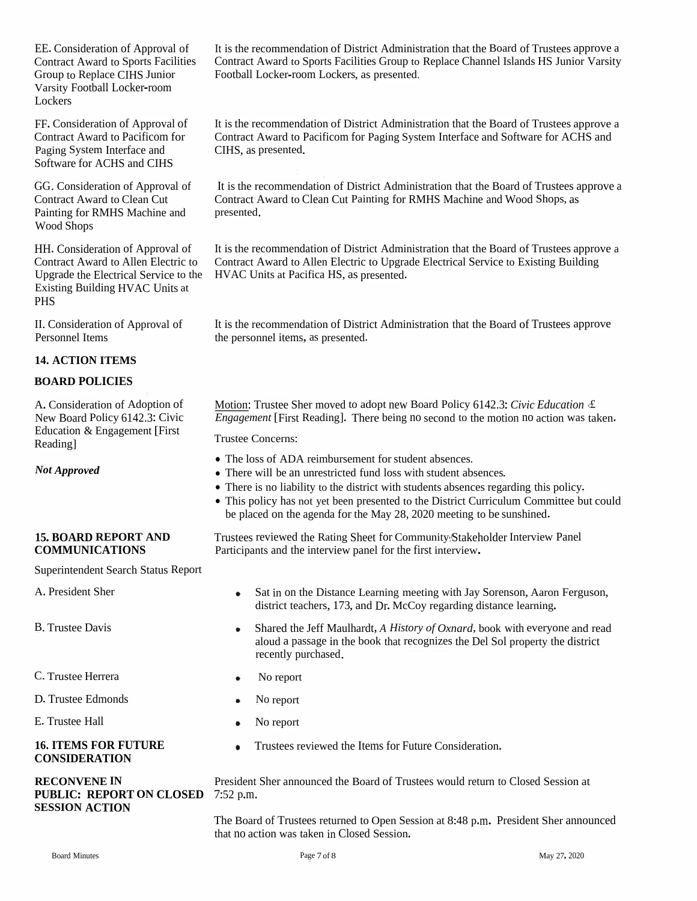EE. Consideration of Approval of Contract Award to Sports Facilities Group to Replace CIHS Junior Varsity Football Locker-room Lockers

It is the recommendation of District Administration that the Board of Trustees approve a Contract Award to Sports Facilities Group to Replace Channel Islands HS Junior Varsity Football Locker-room Lockers, as presented.

FF. Consideration of Approval of Contract Award to Pacificom for Paging System Interface and Software for ACHS and CIHS

It is the recommendation of District Administration that the Board of Trustees approve a Contract Award to Pacificom for Paging System Interface and Software for ACHS and CIHS, as presented.

GG. Consideration of Approval of Contract Award to Clean Cut Painting for RMHS Machine and Wood Shops

It is the recommendation of District Administration that the Board of Trustees approve a Contract Award to Clean Cut Painting for RMHS Machine and Wood Shops, as presented.

HH. Consideration of Approval of Contract Award to Allen Electric to Upgrade the Electrical Service to the Existing Building HVAC Units at PHS

It is the recommendation of District Administration that the Board of Trustees approve a Contract Award to Allen Electric to Upgrade Electrical Service to Existing Building HVAC Units at Pacifica HS, as presented.

II. Consideration of Approval of Personnel Items

It is the recommendation of District Administration that the Board of Trustees approve the personnel items, as presented.

## 14. ACTION ITEMS

### BOARD POLICIES

A. Consideration of Adoption of New Board Policy 6142.3: Civic Education & Engagement [First Reading]

*Not Approved*

Motion: Trustee Sher moved to adopt new Board Policy 6142.3: *Civic Education & Engagement* [First Reading]. There being no second to the motion no action was taken.

Trustee Concerns:

- The loss of ADA reimbursement for student absences.
- There will be an unrestricted fund loss with student absences.
- There is no liability to the district with students absences regarding this policy.
- This policy has not yet been presented to the District Curriculum Committee but could be placed on the agenda for the May 28, 2020 meeting to be sunshined.

## 15. BOARD REPORT AND COMMUNICATIONS

Superintendent Search Status Report

Trustees reviewed the Rating Sheet for Community/Stakeholder Interview Panel Participants and the interview panel for the first interview.

A. President Sher

- Sat in on the Distance Learning meeting with Jay Sorenson, Aaron Ferguson, district teachers, 173, and Dr. McCoy regarding distance learning.

B. Trustee Davis

- Shared the Jeff Maulhardt, *A History of Oxnard*, book with everyone and read aloud a passage in the book that recognizes the Del Sol property the district recently purchased.

C. Trustee Herrera

- No report

D. Trustee Edmonds

- No report

E. Trustee Hall

- No report

## 16. ITEMS FOR FUTURE CONSIDERATION

- Trustees reviewed the Items for Future Consideration.

## RECONVENE IN PUBLIC: REPORT ON CLOSED SESSION ACTION

President Sher announced the Board of Trustees would return to Closed Session at 7:52 p.m.

The Board of Trustees returned to Open Session at 8:48 p.m. President Sher announced that no action was taken in Closed Session.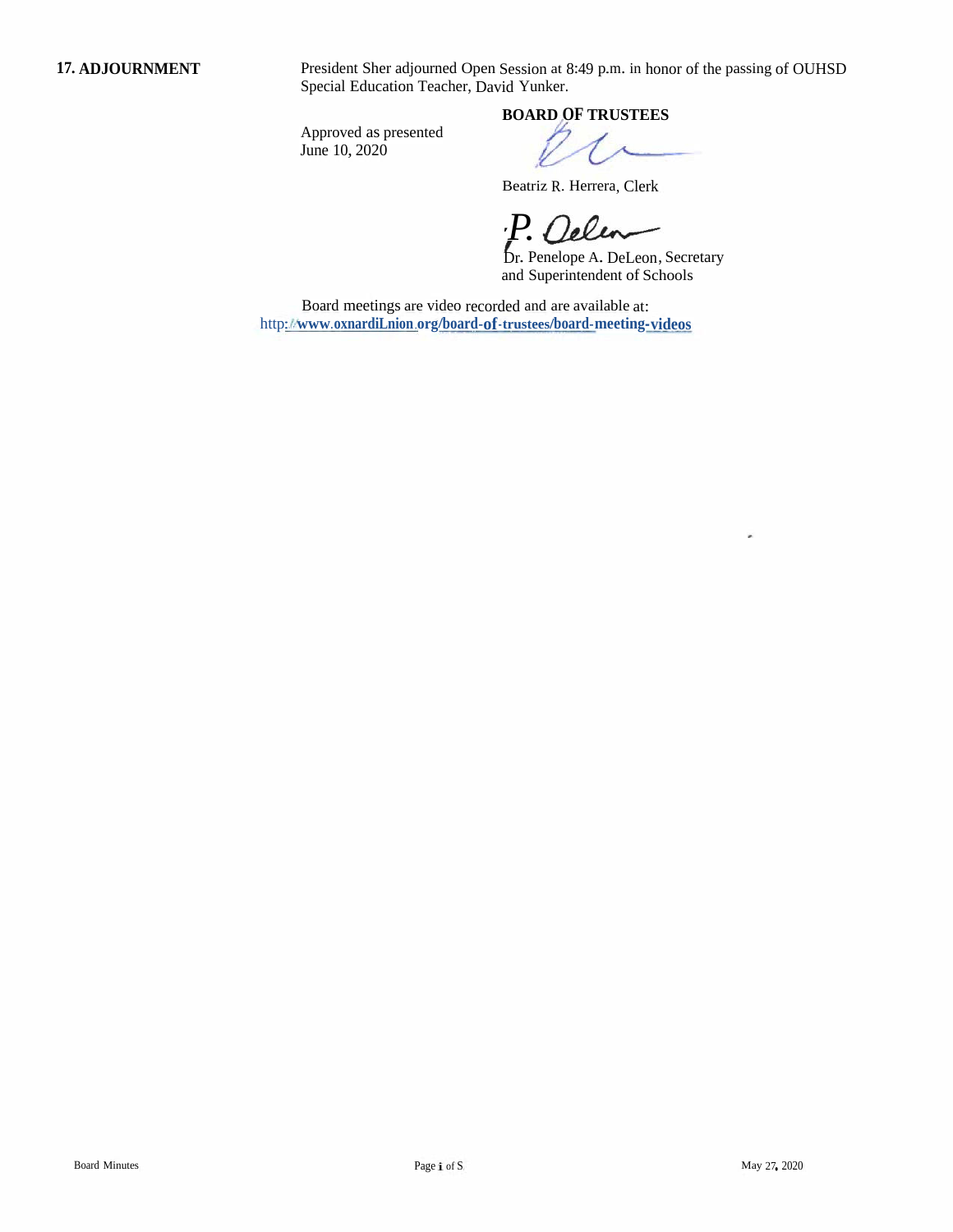**17. ADJOURNMENT**

President Sher adjourned Open Session at 8:49 p.m. in honor of the passing of OUHSD Special Education Teacher, David Yunker.

Approved as presented
June 10, 2020

**BOARD OF TRUSTEES**

Beatriz R. Herrera, Clerk

Dr. Penelope A. DeLeon, Secretary
and Superintendent of Schools

Board meetings are video recorded and are available at:
http://www.oxnardiLnion.org/board-of-trustees/board-meeting-videos